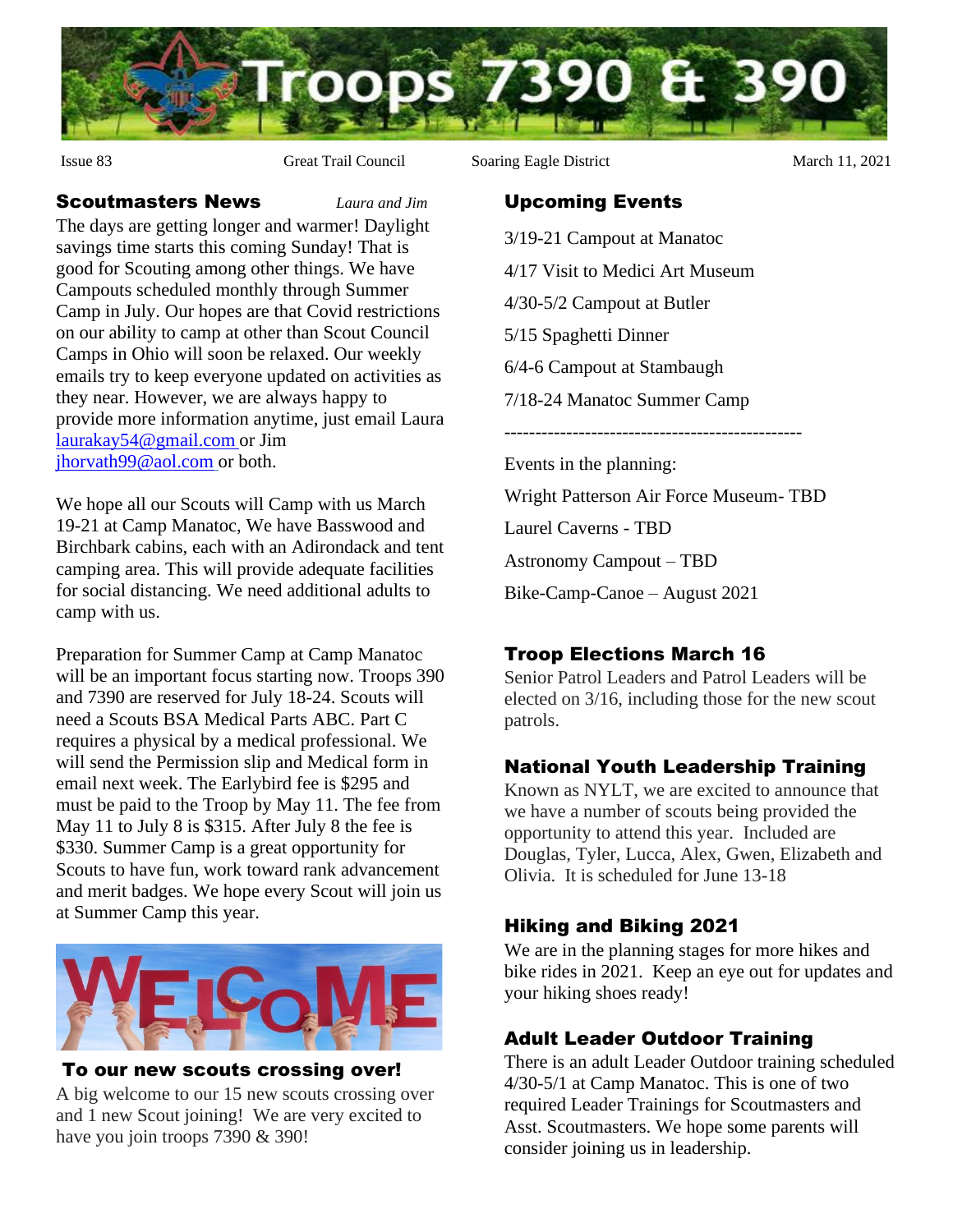# Troops 7390 & 390

Issue 83 | Great Trail Council | Soaring Eagle District | March 11, 2021

## Scoutmasters News

*Laura and Jim*

The days are getting longer and warmer! Daylight savings time starts this coming Sunday! That is good for Scouting among other things. We have Campouts scheduled monthly through Summer Camp in July. Our hopes are that Covid restrictions on our ability to camp at other than Scout Council Camps in Ohio will soon be relaxed. Our weekly emails try to keep everyone updated on activities as they near. However, we are always happy to provide more information anytime, just email Laura laurakay54@gmail.com or Jim jhorvath99@aol.com or both.

We hope all our Scouts will Camp with us March 19-21 at Camp Manatoc, We have Basswood and Birchbark cabins, each with an Adirondack and tent camping area. This will provide adequate facilities for social distancing. We need additional adults to camp with us.

Preparation for Summer Camp at Camp Manatoc will be an important focus starting now. Troops 390 and 7390 are reserved for July 18-24. Scouts will need a Scouts BSA Medical Parts ABC. Part C requires a physical by a medical professional. We will send the Permission slip and Medical form in email next week. The Earlybird fee is $295 and must be paid to the Troop by May 11. The fee from May 11 to July 8 is $315. After July 8 the fee is $330. Summer Camp is a great opportunity for Scouts to have fun, work toward rank advancement and merit badges. We hope every Scout will join us at Summer Camp this year.

WELCOME

## To our new scouts crossing over!

A big welcome to our 15 new scouts crossing over and 1 new Scout joining! We are very excited to have you join troops 7390 & 390!

## Upcoming Events

3/19-21 Campout at Manatoc

4/17 Visit to Medici Art Museum

4/30-5/2 Campout at Butler

5/15 Spaghetti Dinner

6/4-6 Campout at Stambaugh

7/18-24 Manatoc Summer Camp

---

Events in the planning:

Wright Patterson Air Force Museum- TBD

Laurel Caverns - TBD

Astronomy Campout – TBD

Bike-Camp-Canoe – August 2021

## Troop Elections March 16

Senior Patrol Leaders and Patrol Leaders will be elected on 3/16, including those for the new scout patrols.

## National Youth Leadership Training

Known as NYLT, we are excited to announce that we have a number of scouts being provided the opportunity to attend this year. Included are Douglas, Tyler, Lucca, Alex, Gwen, Elizabeth and Olivia. It is scheduled for June 13-18

## Hiking and Biking 2021

We are in the planning stages for more hikes and bike rides in 2021. Keep an eye out for updates and your hiking shoes ready!

## Adult Leader Outdoor Training

There is an adult Leader Outdoor training scheduled 4/30-5/1 at Camp Manatoc. This is one of two required Leader Trainings for Scoutmasters and Asst. Scoutmasters. We hope some parents will consider joining us in leadership.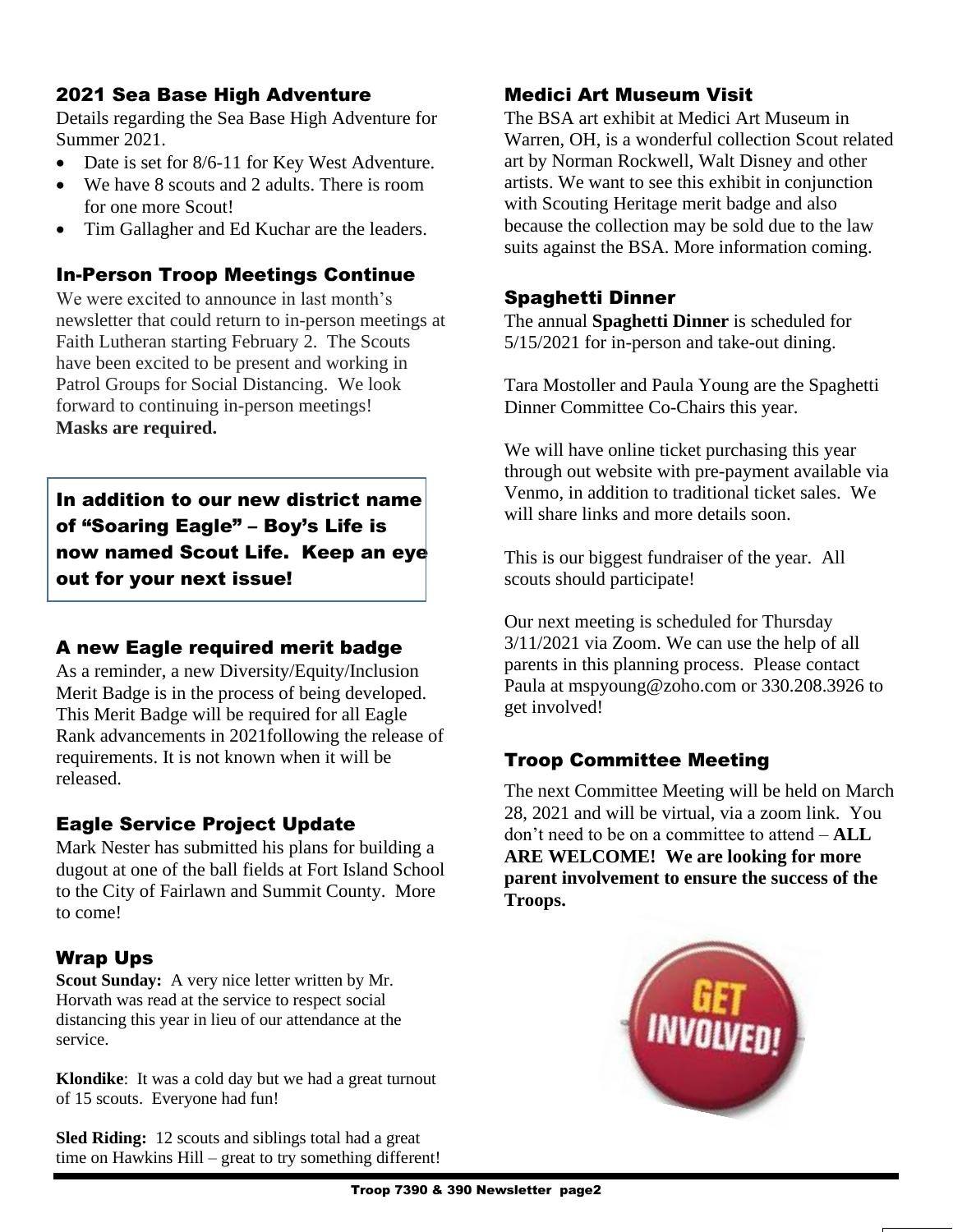## 2021 Sea Base High Adventure

Details regarding the Sea Base High Adventure for Summer 2021.

- Date is set for 8/6-11 for Key West Adventure.
- We have 8 scouts and 2 adults. There is room for one more Scout!
- Tim Gallagher and Ed Kuchar are the leaders.

## In-Person Troop Meetings Continue

We were excited to announce in last month's newsletter that could return to in-person meetings at Faith Lutheran starting February 2. The Scouts have been excited to be present and working in Patrol Groups for Social Distancing. We look forward to continuing in-person meetings! **Masks are required.**

**In addition to our new district name of "Soaring Eagle" – Boy's Life is now named Scout Life. Keep an eye out for your next issue!**

## A new Eagle required merit badge

As a reminder, a new Diversity/Equity/Inclusion Merit Badge is in the process of being developed. This Merit Badge will be required for all Eagle Rank advancements in 2021following the release of requirements. It is not known when it will be released.

## Eagle Service Project Update

Mark Nester has submitted his plans for building a dugout at one of the ball fields at Fort Island School to the City of Fairlawn and Summit County. More to come!

## Wrap Ups

**Scout Sunday:** A very nice letter written by Mr. Horvath was read at the service to respect social distancing this year in lieu of our attendance at the service.

**Klondike**: It was a cold day but we had a great turnout of 15 scouts. Everyone had fun!

**Sled Riding:** 12 scouts and siblings total had a great time on Hawkins Hill – great to try something different!

## Medici Art Museum Visit

The BSA art exhibit at Medici Art Museum in Warren, OH, is a wonderful collection Scout related art by Norman Rockwell, Walt Disney and other artists. We want to see this exhibit in conjunction with Scouting Heritage merit badge and also because the collection may be sold due to the law suits against the BSA. More information coming.

## Spaghetti Dinner

The annual **Spaghetti Dinner** is scheduled for 5/15/2021 for in-person and take-out dining.

Tara Mostoller and Paula Young are the Spaghetti Dinner Committee Co-Chairs this year.

We will have online ticket purchasing this year through out website with pre-payment available via Venmo, in addition to traditional ticket sales. We will share links and more details soon.

This is our biggest fundraiser of the year. All scouts should participate!

Our next meeting is scheduled for Thursday 3/11/2021 via Zoom. We can use the help of all parents in this planning process. Please contact Paula at mspyoung@zoho.com or 330.208.3926 to get involved!

## Troop Committee Meeting

The next Committee Meeting will be held on March 28, 2021 and will be virtual, via a zoom link. You don't need to be on a committee to attend – **ALL ARE WELCOME! We are looking for more parent involvement to ensure the success of the Troops.**